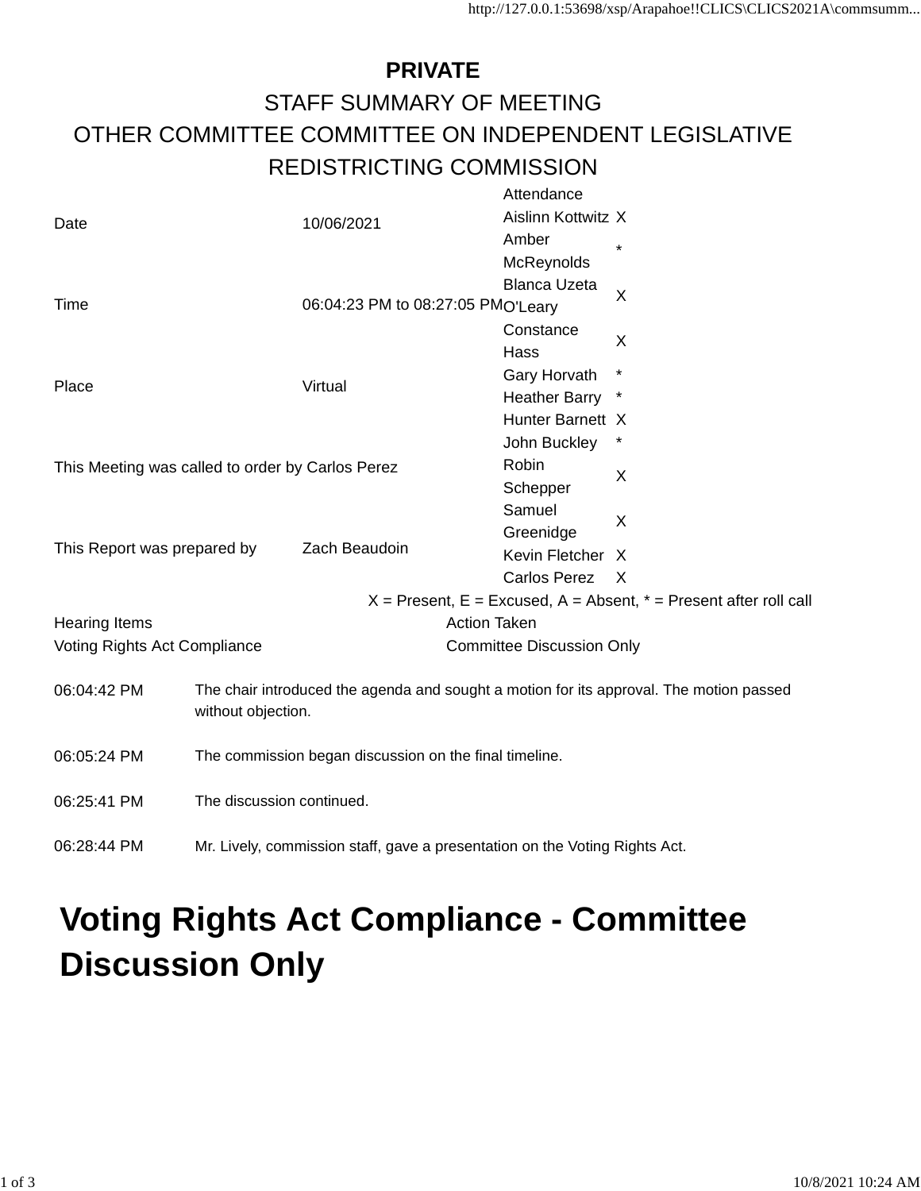**PRIVATE**

STAFF SUMMARY OF MEETING

OTHER COMMITTEE COMMITTEE ON INDEPENDENT LEGISLATIVE REDISTRICTING COMMISSION

| | | Attendance | |
|---|---|---|---|
| Date | 10/06/2021 | Aislinn Kottwitz | X |
| | | Amber McReynolds | * |
| Time | 06:04:23 PM to 08:27:05 PM | Blanca Uzeta O'Leary | X |
| | | Constance Hass | X |
| Place | Virtual | Gary Horvath | * |
| | | Heather Barry | * |
| | | Hunter Barnett | X |
| | | John Buckley | * |
| This Meeting was called to order by Carlos Perez | | Robin Schepper | X |
| | | Samuel Greenidge | X |
| This Report was prepared by | Zach Beaudoin | Kevin Fletcher | X |
| | | Carlos Perez | X |

X = Present, E = Excused, A = Absent, * = Present after roll call

| Hearing Items | Action Taken |
|---|---|
| Voting Rights Act Compliance | Committee Discussion Only |

| | |
|---|---|
| 06:04:42 PM | The chair introduced the agenda and sought a motion for its approval. The motion passed without objection. |
| 06:05:24 PM | The commission began discussion on the final timeline. |
| 06:25:41 PM | The discussion continued. |
| 06:28:44 PM | Mr. Lively, commission staff, gave a presentation on the Voting Rights Act. |

# Voting Rights Act Compliance - Committee Discussion Only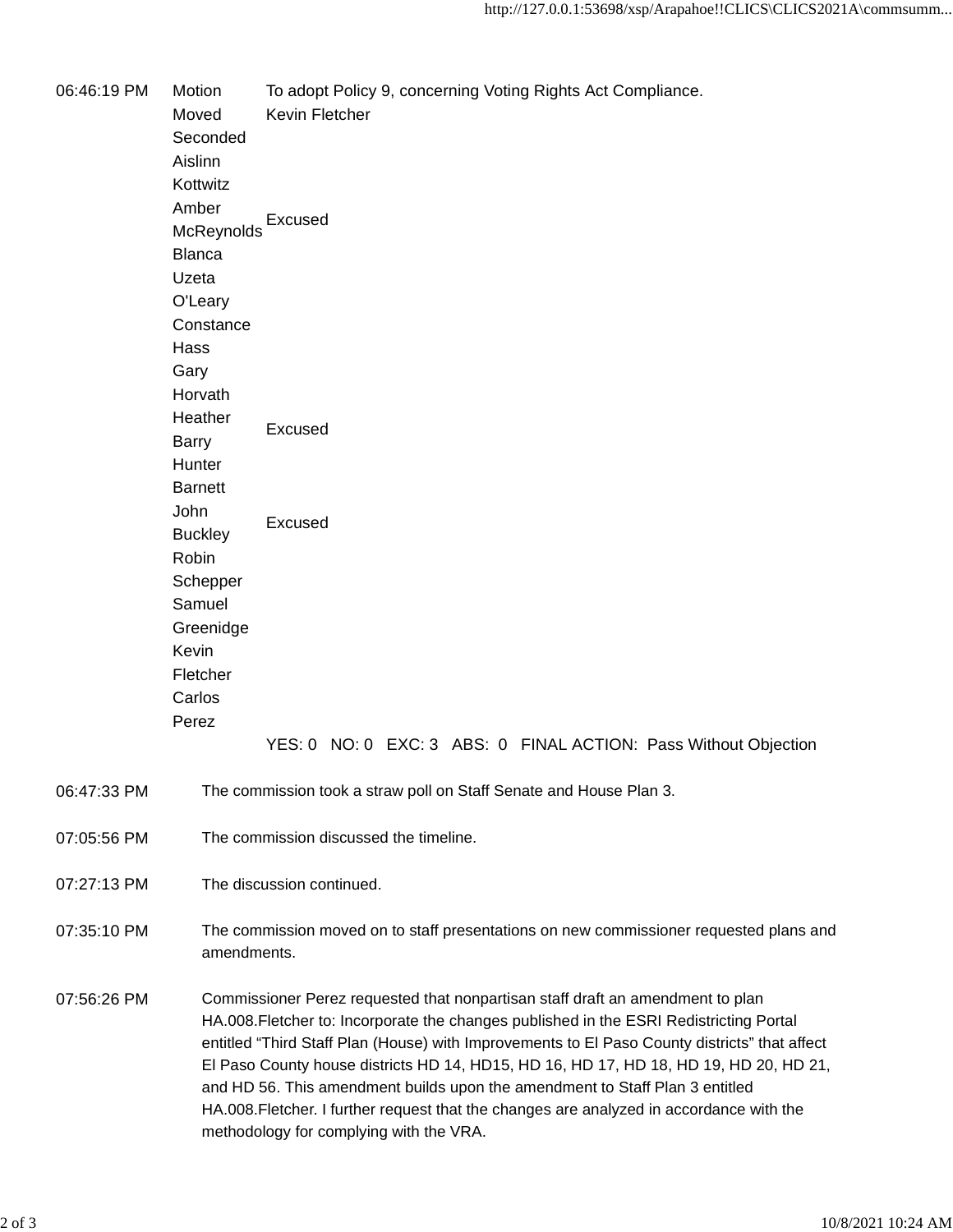| | | |
|---|---|---|
| 06:46:19 PM | Motion | To adopt Policy 9, concerning Voting Rights Act Compliance. |
| | Moved | Kevin Fletcher |
| | Seconded | |
| | Aislinn Kottwitz | |
| | Amber McReynolds | Excused |
| | Blanca Uzeta O'Leary | |
| | Constance Hass | |
| | Gary Horvath | |
| | Heather Barry | Excused |
| | Hunter Barnett | |
| | John Buckley | Excused |
| | Robin Schepper | |
| | Samuel Greenidge | |
| | Kevin Fletcher | |
| | Carlos Perez | |
| | | YES: 0 NO: 0 EXC: 3 ABS: 0 FINAL ACTION: Pass Without Objection |

06:47:33 PM — The commission took a straw poll on Staff Senate and House Plan 3.

07:05:56 PM — The commission discussed the timeline.

07:27:13 PM — The discussion continued.

07:35:10 PM — The commission moved on to staff presentations on new commissioner requested plans and amendments.

07:56:26 PM — Commissioner Perez requested that nonpartisan staff draft an amendment to plan HA.008.Fletcher to: Incorporate the changes published in the ESRI Redistricting Portal entitled “Third Staff Plan (House) with Improvements to El Paso County districts” that affect El Paso County house districts HD 14, HD15, HD 16, HD 17, HD 18, HD 19, HD 20, HD 21, and HD 56. This amendment builds upon the amendment to Staff Plan 3 entitled HA.008.Fletcher. I further request that the changes are analyzed in accordance with the methodology for complying with the VRA.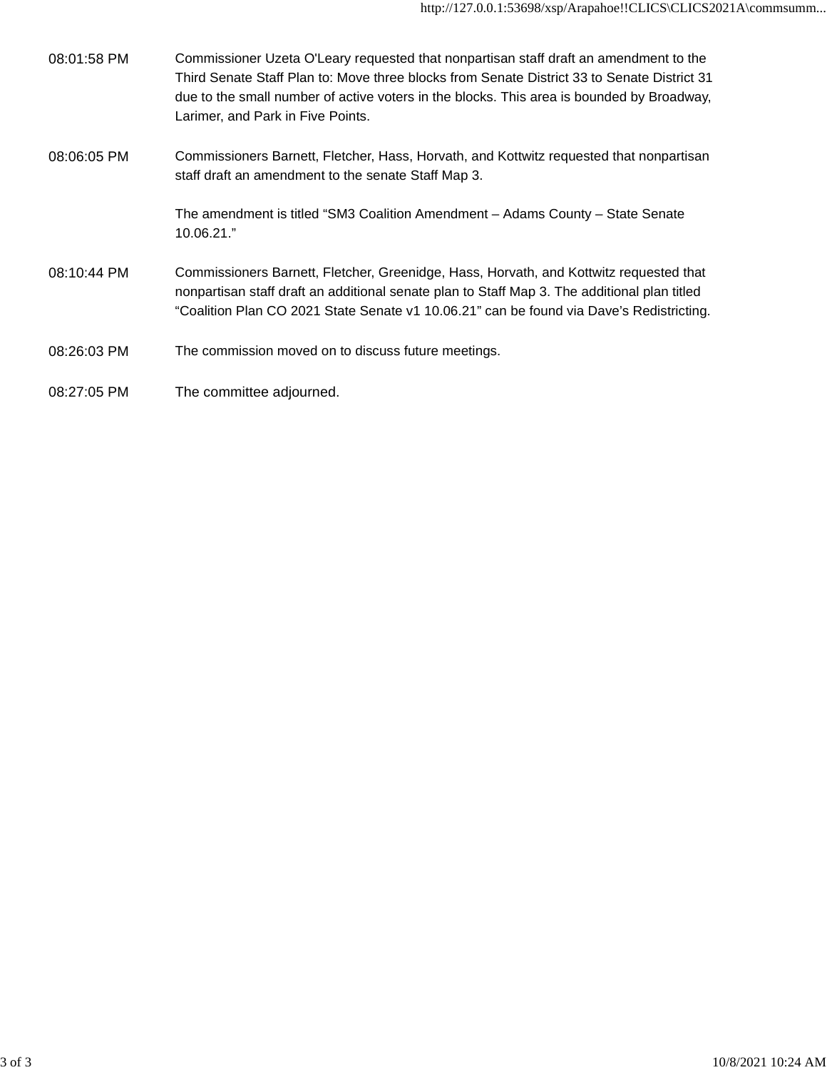| | |
|---|---|
| 08:01:58 PM | Commissioner Uzeta O'Leary requested that nonpartisan staff draft an amendment to the Third Senate Staff Plan to: Move three blocks from Senate District 33 to Senate District 31 due to the small number of active voters in the blocks. This area is bounded by Broadway, Larimer, and Park in Five Points. |
| 08:06:05 PM | Commissioners Barnett, Fletcher, Hass, Horvath, and Kottwitz requested that nonpartisan staff draft an amendment to the senate Staff Map 3.<br><br>The amendment is titled "SM3 Coalition Amendment – Adams County – State Senate 10.06.21." |
| 08:10:44 PM | Commissioners Barnett, Fletcher, Greenidge, Hass, Horvath, and Kottwitz requested that nonpartisan staff draft an additional senate plan to Staff Map 3. The additional plan titled "Coalition Plan CO 2021 State Senate v1 10.06.21" can be found via Dave's Redistricting. |
| 08:26:03 PM | The commission moved on to discuss future meetings. |
| 08:27:05 PM | The committee adjourned. |